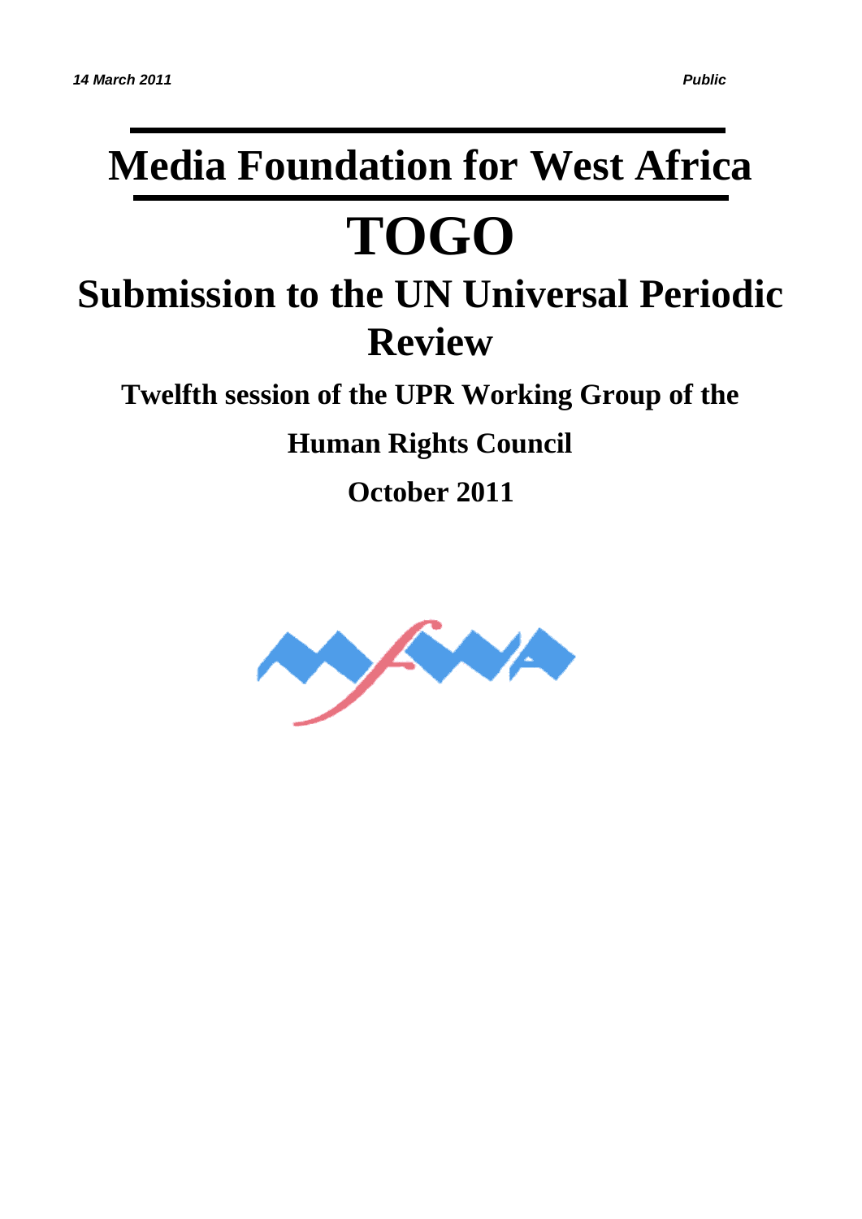*14 March 2011* **Public**

# Media Foundation for West Africa

# TOGO

## Submission to the UN Universal Periodic Review

### Twelfth session of the UPR Working Group of the Human Rights Council

### October 2011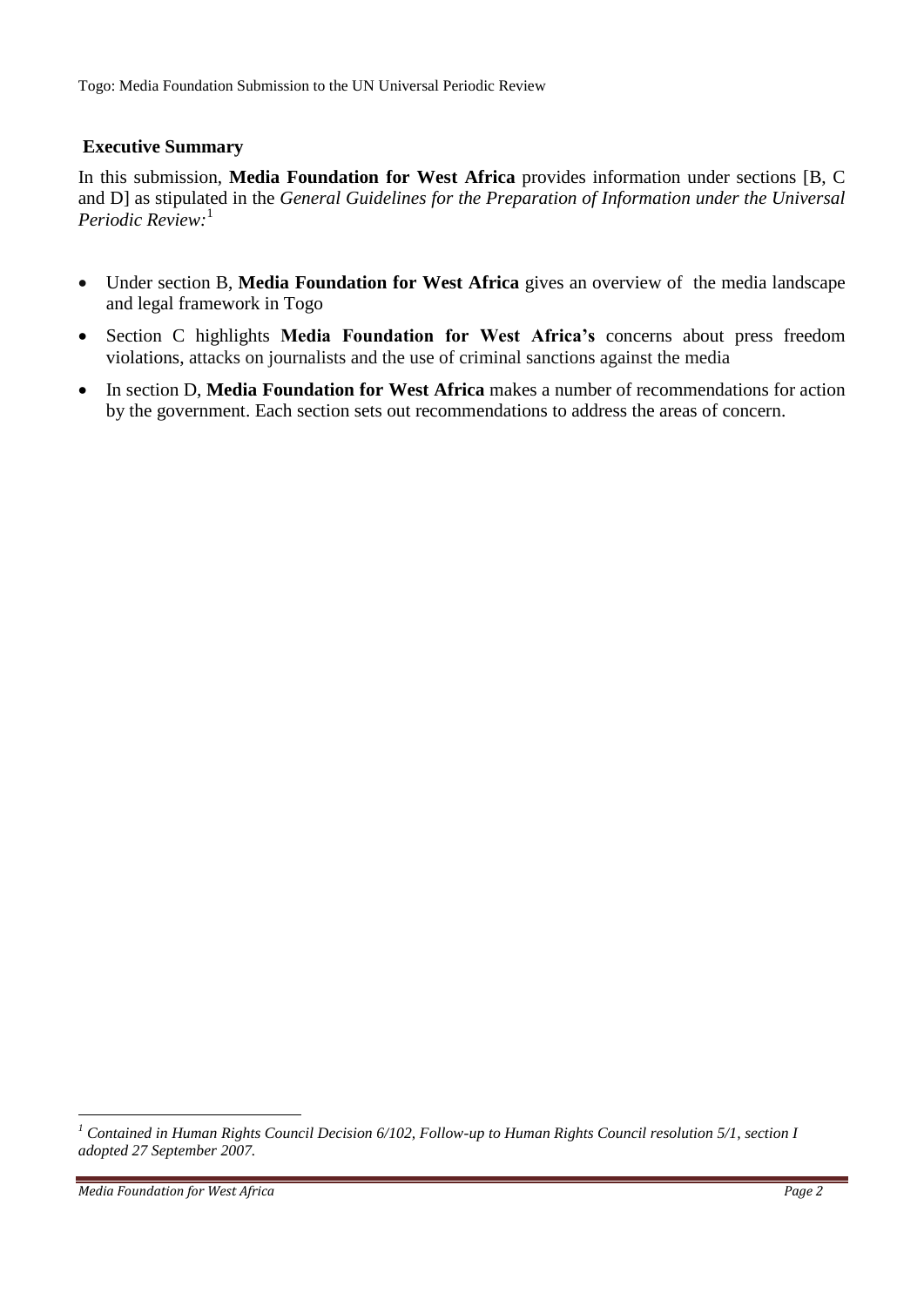## Executive Summary

In this submission, **Media Foundation for West Africa** provides information under sections [B, C and D] as stipulated in the *General Guidelines for the Preparation of Information under the Universal Periodic Review:*[1]

- Under section B, **Media Foundation for West Africa** gives an overview of the media landscape and legal framework in Togo
- Section C highlights **Media Foundation for West Africa's** concerns about press freedom violations, attacks on journalists and the use of criminal sanctions against the media
- In section D, **Media Foundation for West Africa** makes a number of recommendations for action by the government. Each section sets out recommendations to address the areas of concern.

[1] *Contained in Human Rights Council Decision 6/102, Follow-up to Human Rights Council resolution 5/1, section I adopted 27 September 2007.*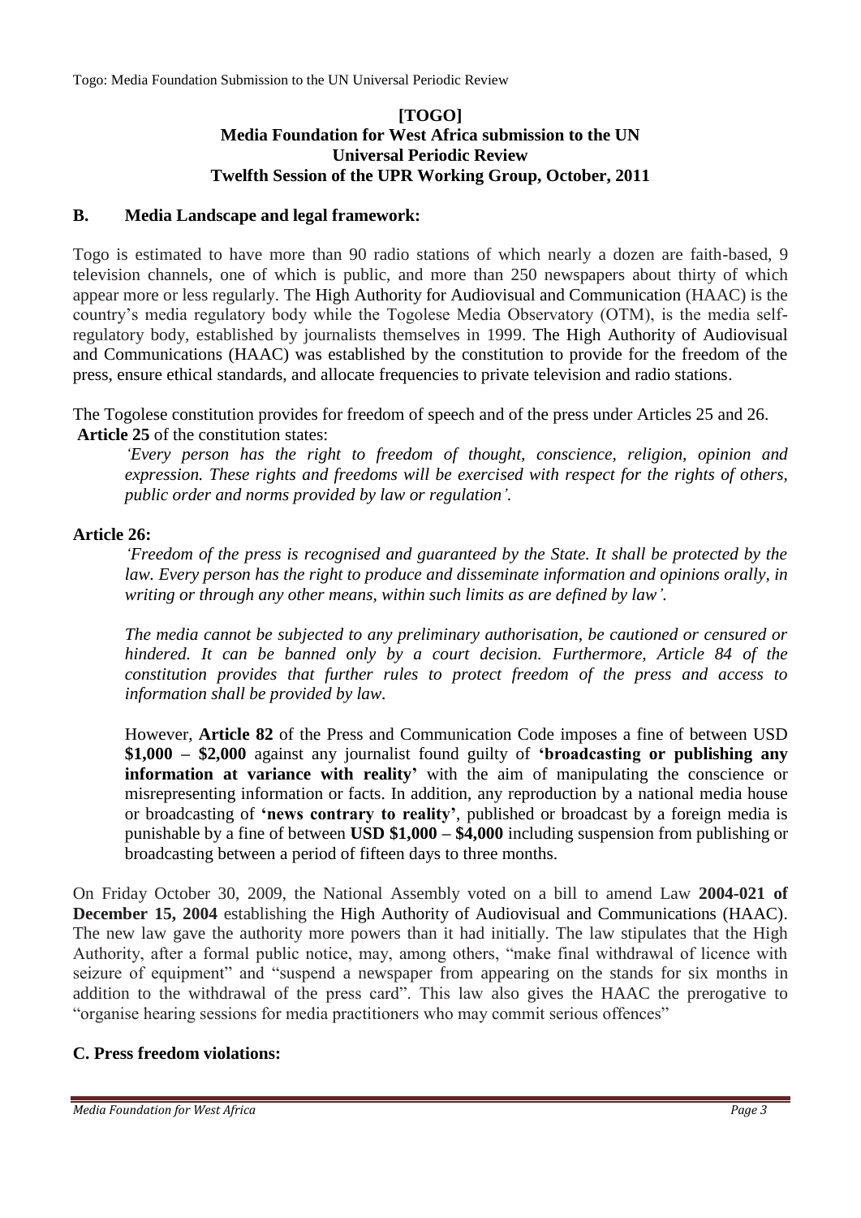**[TOGO]**
**Media Foundation for West Africa submission to the UN**
**Universal Periodic Review**
**Twelfth Session of the UPR Working Group, October, 2011**

## B. Media Landscape and legal framework:

Togo is estimated to have more than 90 radio stations of which nearly a dozen are faith-based, 9 television channels, one of which is public, and more than 250 newspapers about thirty of which appear more or less regularly. The High Authority for Audiovisual and Communication (HAAC) is the country's media regulatory body while the Togolese Media Observatory (OTM), is the media self-regulatory body, established by journalists themselves in 1999. The High Authority of Audiovisual and Communications (HAAC) was established by the constitution to provide for the freedom of the press, ensure ethical standards, and allocate frequencies to private television and radio stations.

The Togolese constitution provides for freedom of speech and of the press under Articles 25 and 26.
**Article 25** of the constitution states:

> *'Every person has the right to freedom of thought, conscience, religion, opinion and expression. These rights and freedoms will be exercised with respect for the rights of others, public order and norms provided by law or regulation'.*

**Article 26:**

> *'Freedom of the press is recognised and guaranteed by the State. It shall be protected by the law. Every person has the right to produce and disseminate information and opinions orally, in writing or through any other means, within such limits as are defined by law'.*
>
> *The media cannot be subjected to any preliminary authorisation, be cautioned or censured or hindered. It can be banned only by a court decision. Furthermore, Article 84 of the constitution provides that further rules to protect freedom of the press and access to information shall be provided by law.*
>
> However, **Article 82** of the Press and Communication Code imposes a fine of between USD **$1,000 – $2,000** against any journalist found guilty of **'broadcasting or publishing any information at variance with reality'** with the aim of manipulating the conscience or misrepresenting information or facts. In addition, any reproduction by a national media house or broadcasting of **'news contrary to reality'**, published or broadcast by a foreign media is punishable by a fine of between **USD $1,000 – $4,000** including suspension from publishing or broadcasting between a period of fifteen days to three months.

On Friday October 30, 2009, the National Assembly voted on a bill to amend Law **2004-021 of December 15, 2004** establishing the High Authority of Audiovisual and Communications (HAAC). The new law gave the authority more powers than it had initially. The law stipulates that the High Authority, after a formal public notice, may, among others, "make final withdrawal of licence with seizure of equipment" and "suspend a newspaper from appearing on the stands for six months in addition to the withdrawal of the press card". This law also gives the HAAC the prerogative to "organise hearing sessions for media practitioners who may commit serious offences"

## C. Press freedom violations: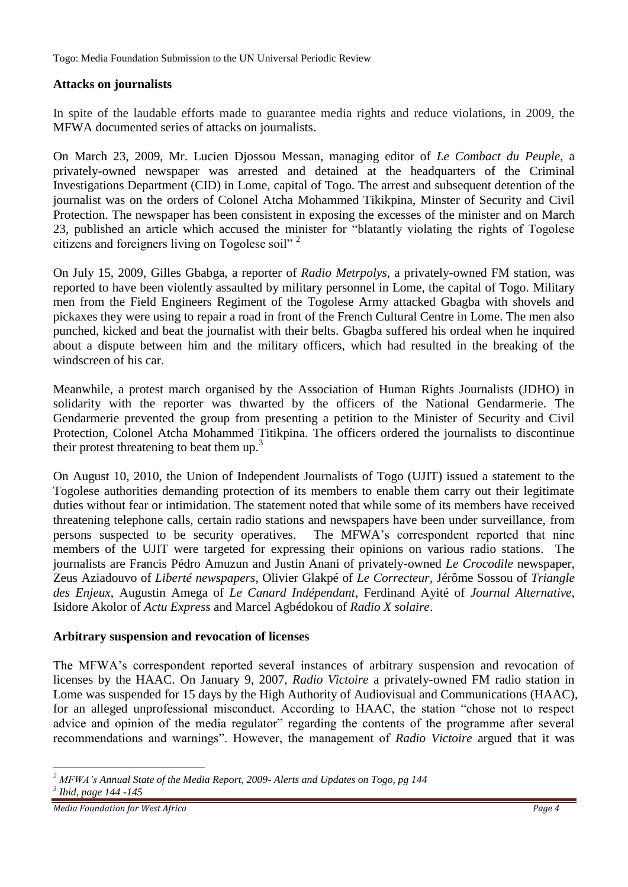## Attacks on journalists

In spite of the laudable efforts made to guarantee media rights and reduce violations, in 2009, the MFWA documented series of attacks on journalists.

On March 23, 2009, Mr. Lucien Djossou Messan, managing editor of *Le Combact du Peuple*, a privately-owned newspaper was arrested and detained at the headquarters of the Criminal Investigations Department (CID) in Lome, capital of Togo. The arrest and subsequent detention of the journalist was on the orders of Colonel Atcha Mohammed Tikikpina, Minster of Security and Civil Protection. The newspaper has been consistent in exposing the excesses of the minister and on March 23, published an article which accused the minister for "blatantly violating the rights of Togolese citizens and foreigners living on Togolese soil" [2]

On July 15, 2009, Gilles Gbabga, a reporter of *Radio Metrpolys*, a privately-owned FM station, was reported to have been violently assaulted by military personnel in Lome, the capital of Togo. Military men from the Field Engineers Regiment of the Togolese Army attacked Gbagba with shovels and pickaxes they were using to repair a road in front of the French Cultural Centre in Lome. The men also punched, kicked and beat the journalist with their belts. Gbagba suffered his ordeal when he inquired about a dispute between him and the military officers, which had resulted in the breaking of the windscreen of his car.

Meanwhile, a protest march organised by the Association of Human Rights Journalists (JDHO) in solidarity with the reporter was thwarted by the officers of the National Gendarmerie. The Gendarmerie prevented the group from presenting a petition to the Minister of Security and Civil Protection, Colonel Atcha Mohammed Titikpina. The officers ordered the journalists to discontinue their protest threatening to beat them up.[3]

On August 10, 2010, the Union of Independent Journalists of Togo (UJIT) issued a statement to the Togolese authorities demanding protection of its members to enable them carry out their legitimate duties without fear or intimidation. The statement noted that while some of its members have received threatening telephone calls, certain radio stations and newspapers have been under surveillance, from persons suspected to be security operatives. The MFWA's correspondent reported that nine members of the UJIT were targeted for expressing their opinions on various radio stations. The journalists are Francis Pédro Amuzun and Justin Anani of privately-owned *Le Crocodile* newspaper, Zeus Aziadouvo of *Liberté newspapers*, Olivier Glakpé of *Le Correcteur*, Jérôme Sossou of *Triangle des Enjeux*, Augustin Amega of *Le Canard Indépendant*, Ferdinand Ayité of *Journal Alternative*, Isidore Akolor of *Actu Express* and Marcel Agbédokou of *Radio X solaire*.

## Arbitrary suspension and revocation of licenses

The MFWA's correspondent reported several instances of arbitrary suspension and revocation of licenses by the HAAC. On January 9, 2007, *Radio Victoire* a privately-owned FM radio station in Lome was suspended for 15 days by the High Authority of Audiovisual and Communications (HAAC), for an alleged unprofessional misconduct. According to HAAC, the station "chose not to respect advice and opinion of the media regulator" regarding the contents of the programme after several recommendations and warnings". However, the management of *Radio Victoire* argued that it was

---

[2] *MFWA's Annual State of the Media Report, 2009- Alerts and Updates on Togo, pg 144*

[3] *Ibid, page 144 -145*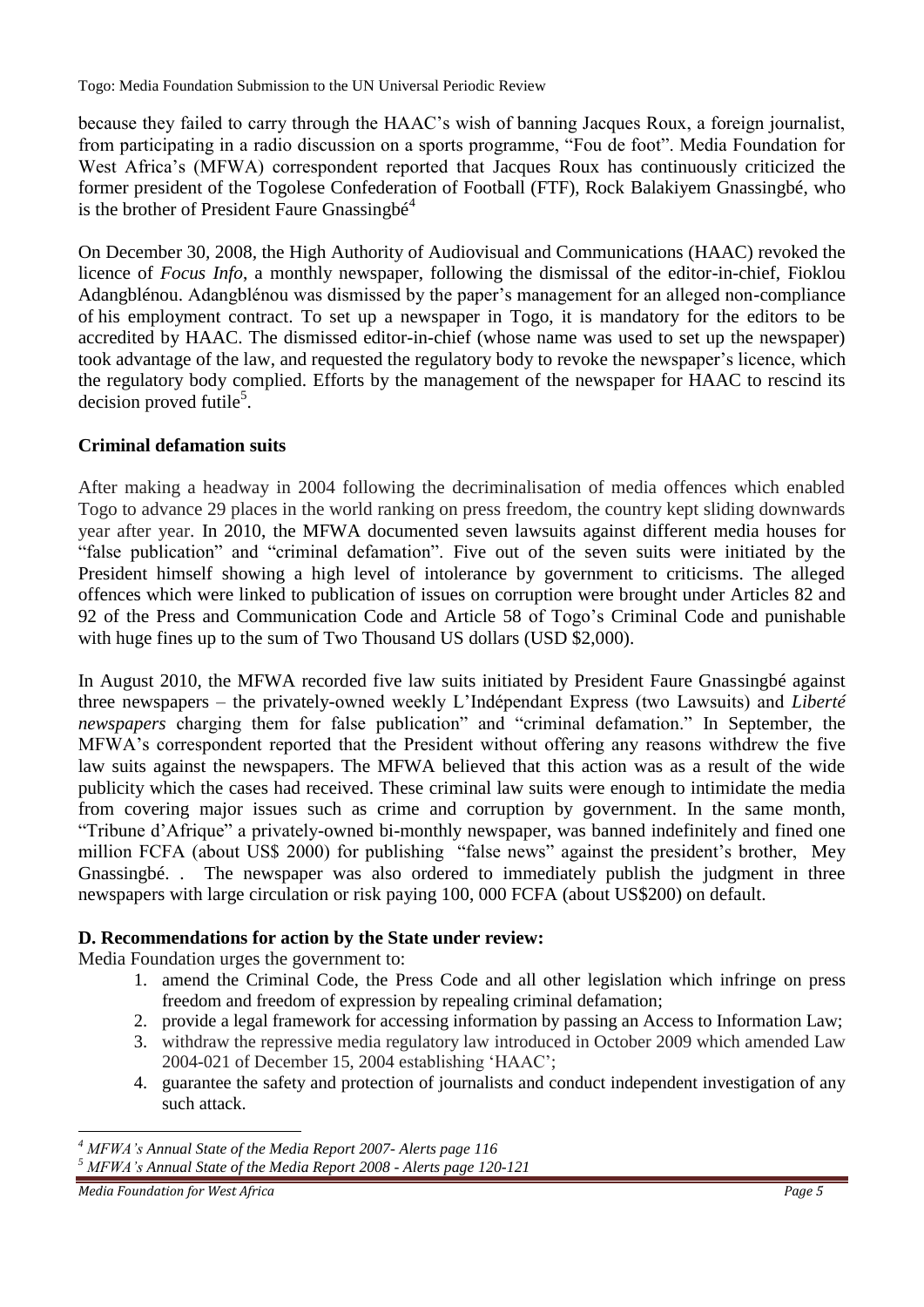because they failed to carry through the HAAC's wish of banning Jacques Roux, a foreign journalist, from participating in a radio discussion on a sports programme, "Fou de foot". Media Foundation for West Africa's (MFWA) correspondent reported that Jacques Roux has continuously criticized the former president of the Togolese Confederation of Football (FTF), Rock Balakiyem Gnassingbé, who is the brother of President Faure Gnassingbé[4]

On December 30, 2008, the High Authority of Audiovisual and Communications (HAAC) revoked the licence of *Focus Info*, a monthly newspaper, following the dismissal of the editor-in-chief, Fioklou Adangblénou. Adangblénou was dismissed by the paper's management for an alleged non-compliance of his employment contract. To set up a newspaper in Togo, it is mandatory for the editors to be accredited by HAAC. The dismissed editor-in-chief (whose name was used to set up the newspaper) took advantage of the law, and requested the regulatory body to revoke the newspaper's licence, which the regulatory body complied. Efforts by the management of the newspaper for HAAC to rescind its decision proved futile[5].

## Criminal defamation suits

After making a headway in 2004 following the decriminalisation of media offences which enabled Togo to advance 29 places in the world ranking on press freedom, the country kept sliding downwards year after year. In 2010, the MFWA documented seven lawsuits against different media houses for "false publication" and "criminal defamation". Five out of the seven suits were initiated by the President himself showing a high level of intolerance by government to criticisms. The alleged offences which were linked to publication of issues on corruption were brought under Articles 82 and 92 of the Press and Communication Code and Article 58 of Togo's Criminal Code and punishable with huge fines up to the sum of Two Thousand US dollars (USD $2,000).

In August 2010, the MFWA recorded five law suits initiated by President Faure Gnassingbé against three newspapers – the privately-owned weekly L'Indépendant Express (two Lawsuits) and *Liberté newspapers* charging them for false publication" and "criminal defamation." In September, the MFWA's correspondent reported that the President without offering any reasons withdrew the five law suits against the newspapers. The MFWA believed that this action was as a result of the wide publicity which the cases had received. These criminal law suits were enough to intimidate the media from covering major issues such as crime and corruption by government. In the same month, "Tribune d'Afrique" a privately-owned bi-monthly newspaper, was banned indefinitely and fined one million FCFA (about US$ 2000) for publishing "false news" against the president's brother, Mey Gnassingbé. . The newspaper was also ordered to immediately publish the judgment in three newspapers with large circulation or risk paying 100, 000 FCFA (about US$200) on default.

## D. Recommendations for action by the State under review:

Media Foundation urges the government to:

1. amend the Criminal Code, the Press Code and all other legislation which infringe on press freedom and freedom of expression by repealing criminal defamation;
2. provide a legal framework for accessing information by passing an Access to Information Law;
3. withdraw the repressive media regulatory law introduced in October 2009 which amended Law 2004-021 of December 15, 2004 establishing 'HAAC';
4. guarantee the safety and protection of journalists and conduct independent investigation of any such attack.

---

[4] *MFWA's Annual State of the Media Report 2007- Alerts page 116*

[5] *MFWA's Annual State of the Media Report 2008 - Alerts page 120-121*